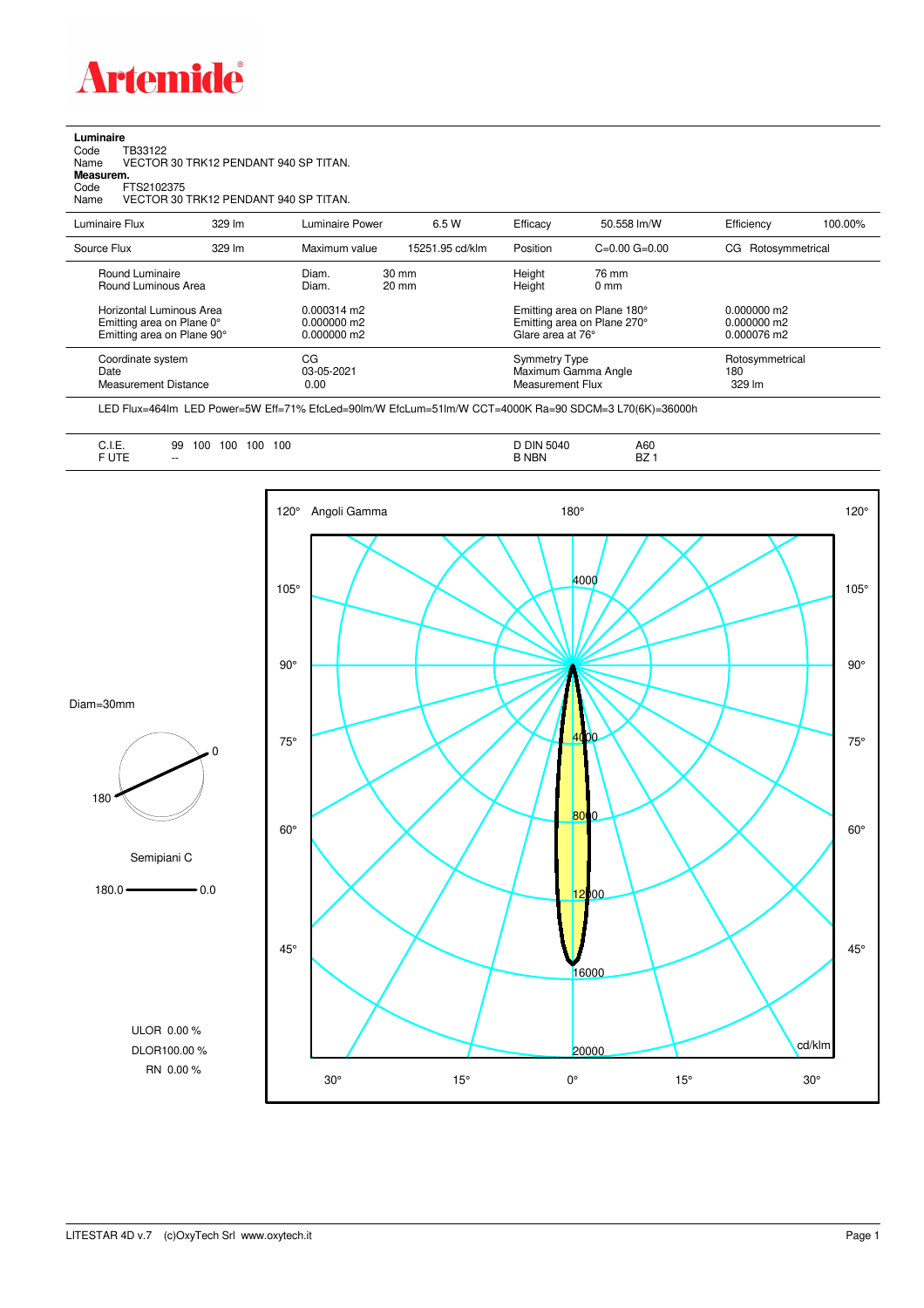**Artemide**

**Luminaire**
Code TB33122
Name VECTOR 30 TRK12 PENDANT 940 SP TITAN.
**Measurem.**
Code FTS2102375
Name VECTOR 30 TRK12 PENDANT 940 SP TITAN.

| Luminaire Flux | 329 lm | Luminaire Power | 6.5 W | Efficacy | 50.558 lm/W | Efficiency | 100.00% |
|---|---|---|---|---|---|---|---|
| Source Flux | 329 lm | Maximum value | 15251.95 cd/klm | Position | C=0.00 G=0.00 | CG Rotosymmetrical | |

| | | | | |
|---|---|---|---|---|
| Round Luminaire | Diam. 30 mm | Height 76 mm | | |
| Round Luminous Area | Diam. 20 mm | Height 0 mm | | |
| Horizontal Luminous Area | 0.000314 m2 | Emitting area on Plane 180° | 0.000000 m2 | |
| Emitting area on Plane 0° | 0.000000 m2 | Emitting area on Plane 270° | 0.000000 m2 | |
| Emitting area on Plane 90° | 0.000000 m2 | Glare area at 76° | 0.000076 m2 | |

| | | | |
|---|---|---|---|
| Coordinate system | CG | Symmetry Type | Rotosymmetrical |
| Date | 03-05-2021 | Maximum Gamma Angle | 180 |
| Measurement Distance | 0.00 | Measurement Flux | 329 lm |

LED Flux=464lm LED Power=5W Eff=71% EfcLed=90lm/W EfcLum=51lm/W CCT=4000K Ra=90 SDCM=3 L70(6K)=36000h

| | | | |
|---|---|---|---|
| C.I.E. | 99 100 100 100 100 | D DIN 5040 | A60 |
| F UTE | -- | B NBN | BZ 1 |

Diam=30mm

Semipiani C

180.0 — 0.0

ULOR 0.00 %
DLOR 100.00 %
RN 0.00 %

Angoli Gamma — cd/klm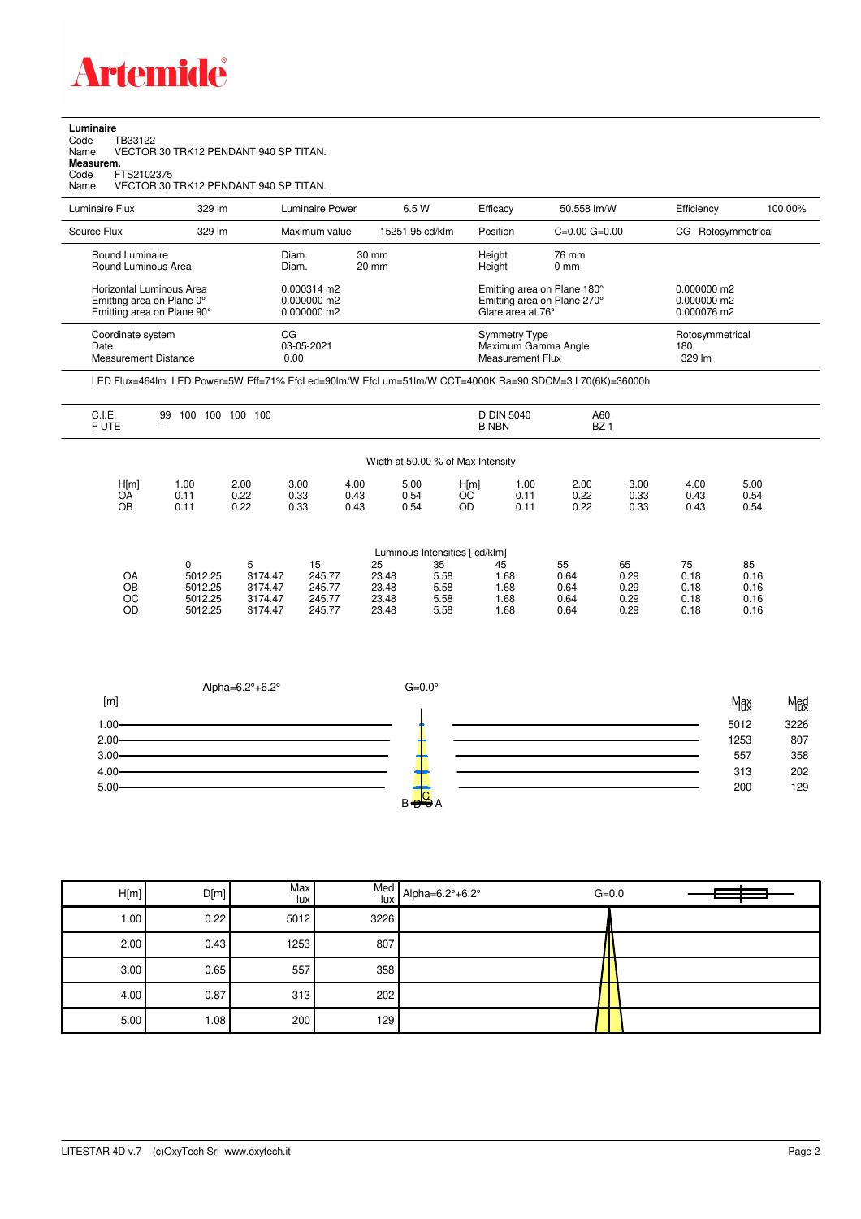Artemide

**Luminaire**
Code TB33122
Name VECTOR 30 TRK12 PENDANT 940 SP TITAN.
**Measurem.**
Code FTS2102375
Name VECTOR 30 TRK12 PENDANT 940 SP TITAN.

| | | | | | | | |
|---|---|---|---|---|---|---|---|
| Luminaire Flux | 329 lm | Luminaire Power | 6.5 W | Efficacy | 50.558 lm/W | Efficiency | 100.00% |
| Source Flux | 329 lm | Maximum value | 15251.95 cd/klm | Position | C=0.00 G=0.00 | CG Rotosymmetrical | |

| | | | | | |
|---|---|---|---|---|---|
| Round Luminaire | Diam. | 30 mm | Height | 76 mm | |
| Round Luminous Area | Diam. | 20 mm | Height | 0 mm | |
| Horizontal Luminous Area | 0.000314 m2 | | Emitting area on Plane 180° | | 0.000000 m2 |
| Emitting area on Plane 0° | 0.000000 m2 | | Emitting area on Plane 270° | | 0.000000 m2 |
| Emitting area on Plane 90° | 0.000000 m2 | | Glare area at 76° | | 0.000076 m2 |

| | | | |
|---|---|---|---|
| Coordinate system | CG | Symmetry Type | Rotosymmetrical |
| Date | 03-05-2021 | Maximum Gamma Angle | 180 |
| Measurement Distance | 0.00 | Measurement Flux | 329 lm |

LED Flux=464lm LED Power=5W Eff=71% EfcLed=90lm/W EfcLum=51lm/W CCT=4000K Ra=90 SDCM=3 L70(6K)=36000h

| | | | |
|---|---|---|---|
| C.I.E. | 99 100 100 100 100 | D DIN 5040 | A60 |
| F UTE | -- | B NBN | BZ 1 |

Width at 50.00 % of Max Intensity

| H[m] | 1.00 | 2.00 | 3.00 | 4.00 | 5.00 | H[m] | 1.00 | 2.00 | 3.00 | 4.00 | 5.00 |
|---|---|---|---|---|---|---|---|---|---|---|---|
| OA | 0.11 | 0.22 | 0.33 | 0.43 | 0.54 | OC | 0.11 | 0.22 | 0.33 | 0.43 | 0.54 |
| OB | 0.11 | 0.22 | 0.33 | 0.43 | 0.54 | OD | 0.11 | 0.22 | 0.33 | 0.43 | 0.54 |

Luminous Intensities [ cd/klm]

| | 0 | 5 | 15 | 25 | 35 | 45 | 55 | 65 | 75 | 85 |
|---|---|---|---|---|---|---|---|---|---|---|
| OA | 5012.25 | 3174.47 | 245.77 | 23.48 | 5.58 | 1.68 | 0.64 | 0.29 | 0.18 | 0.16 |
| OB | 5012.25 | 3174.47 | 245.77 | 23.48 | 5.58 | 1.68 | 0.64 | 0.29 | 0.18 | 0.16 |
| OC | 5012.25 | 3174.47 | 245.77 | 23.48 | 5.58 | 1.68 | 0.64 | 0.29 | 0.18 | 0.16 |
| OD | 5012.25 | 3174.47 | 245.77 | 23.48 | 5.58 | 1.68 | 0.64 | 0.29 | 0.18 | 0.16 |

Alpha=6.2°+6.2°
G=0.0°
[m]
1.00
2.00
3.00
4.00
5.00
B D C A
Max lux
5012
1253
557
313
200
Med lux
3226
807
358
202
129

| H[m] | D[m] | Max lux | Med lux | Alpha=6.2°+6.2° G=0.0 |
|---|---|---|---|---|
| 1.00 | 0.22 | 5012 | 3226 | |
| 2.00 | 0.43 | 1253 | 807 | |
| 3.00 | 0.65 | 557 | 358 | |
| 4.00 | 0.87 | 313 | 202 | |
| 5.00 | 1.08 | 200 | 129 | |

LITESTAR 4D v.7 (c)OxyTech Srl www.oxytech.it